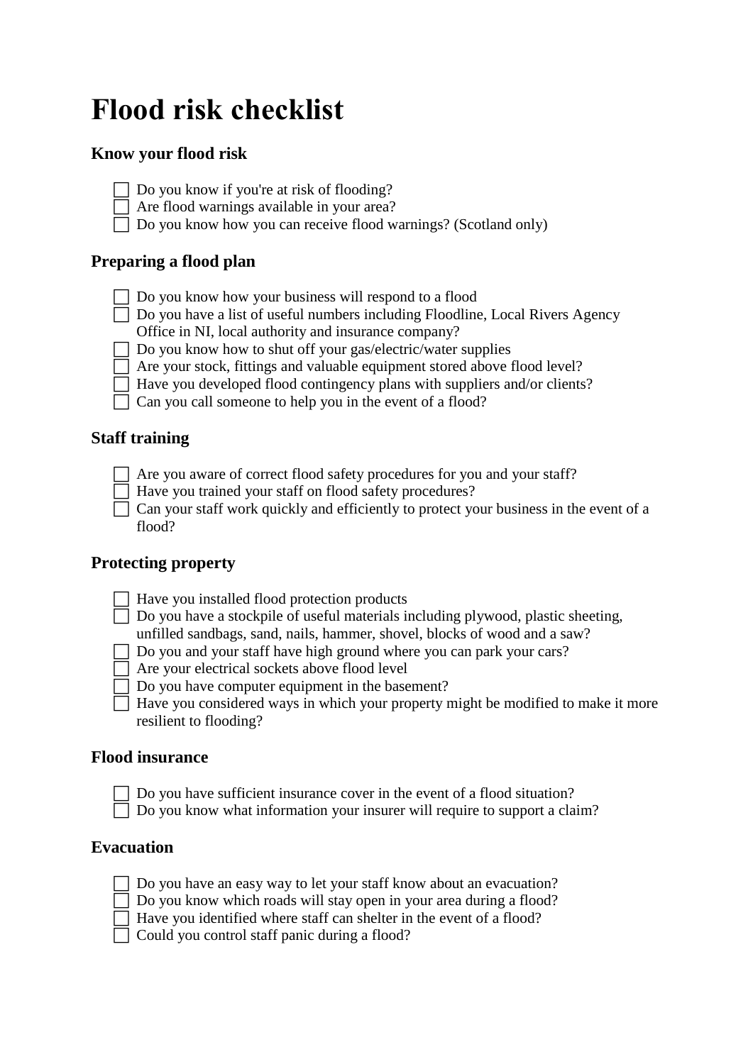# Flood risk checklist

### Know your flood risk

- [ ] Do you know if you're at risk of flooding?
- [ ] Are flood warnings available in your area?
- [ ] Do you know how you can receive flood warnings? (Scotland only)

### Preparing a flood plan

- [ ] Do you know how your business will respond to a flood
- [ ] Do you have a list of useful numbers including Floodline, Local Rivers Agency Office in NI, local authority and insurance company?
- [ ] Do you know how to shut off your gas/electric/water supplies
- [ ] Are your stock, fittings and valuable equipment stored above flood level?
- [ ] Have you developed flood contingency plans with suppliers and/or clients?
- [ ] Can you call someone to help you in the event of a flood?

### Staff training

- [ ] Are you aware of correct flood safety procedures for you and your staff?
- [ ] Have you trained your staff on flood safety procedures?
- [ ] Can your staff work quickly and efficiently to protect your business in the event of a flood?

### Protecting property

- [ ] Have you installed flood protection products
- [ ] Do you have a stockpile of useful materials including plywood, plastic sheeting, unfilled sandbags, sand, nails, hammer, shovel, blocks of wood and a saw?
- [ ] Do you and your staff have high ground where you can park your cars?
- [ ] Are your electrical sockets above flood level
- [ ] Do you have computer equipment in the basement?
- [ ] Have you considered ways in which your property might be modified to make it more resilient to flooding?

### Flood insurance

- [ ] Do you have sufficient insurance cover in the event of a flood situation?
- [ ] Do you know what information your insurer will require to support a claim?

### Evacuation

- [ ] Do you have an easy way to let your staff know about an evacuation?
- [ ] Do you know which roads will stay open in your area during a flood?
- [ ] Have you identified where staff can shelter in the event of a flood?
- [ ] Could you control staff panic during a flood?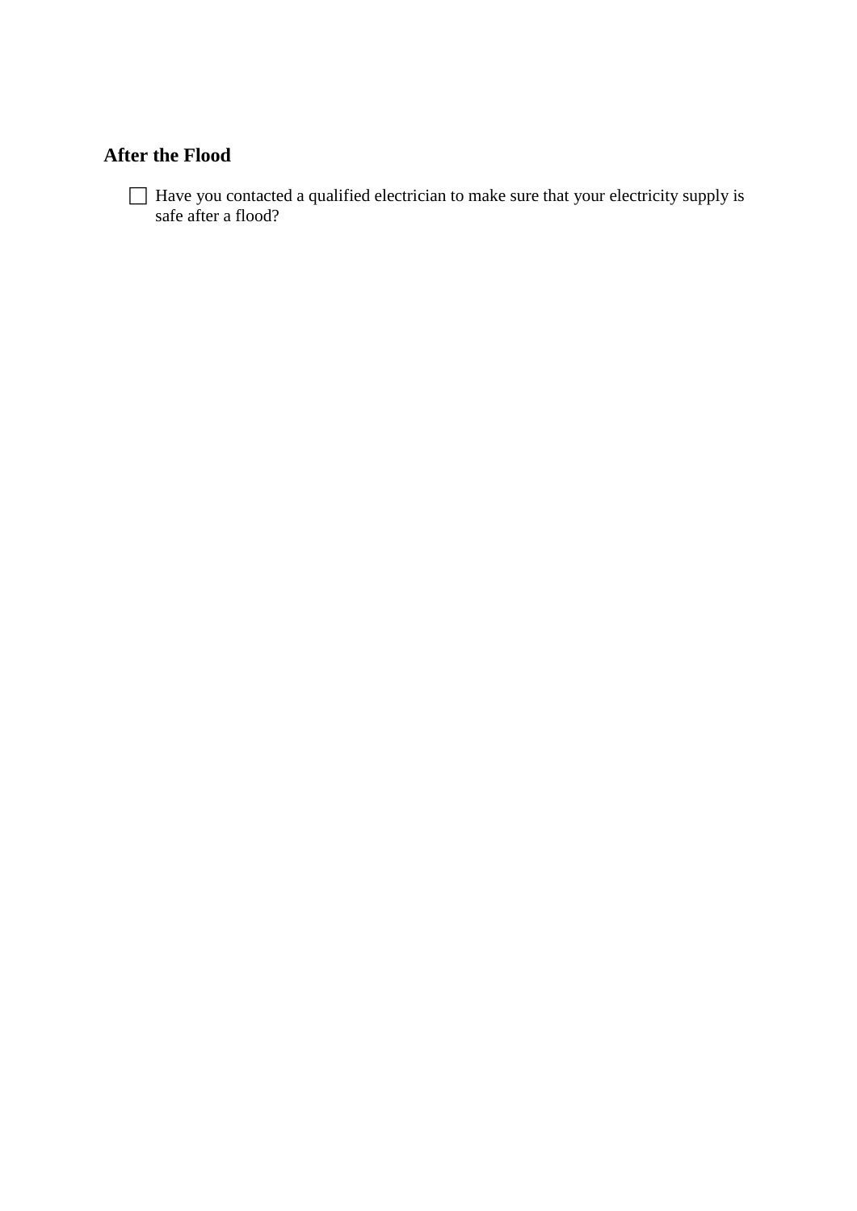### After the Flood

- [ ] Have you contacted a qualified electrician to make sure that your electricity supply is safe after a flood?